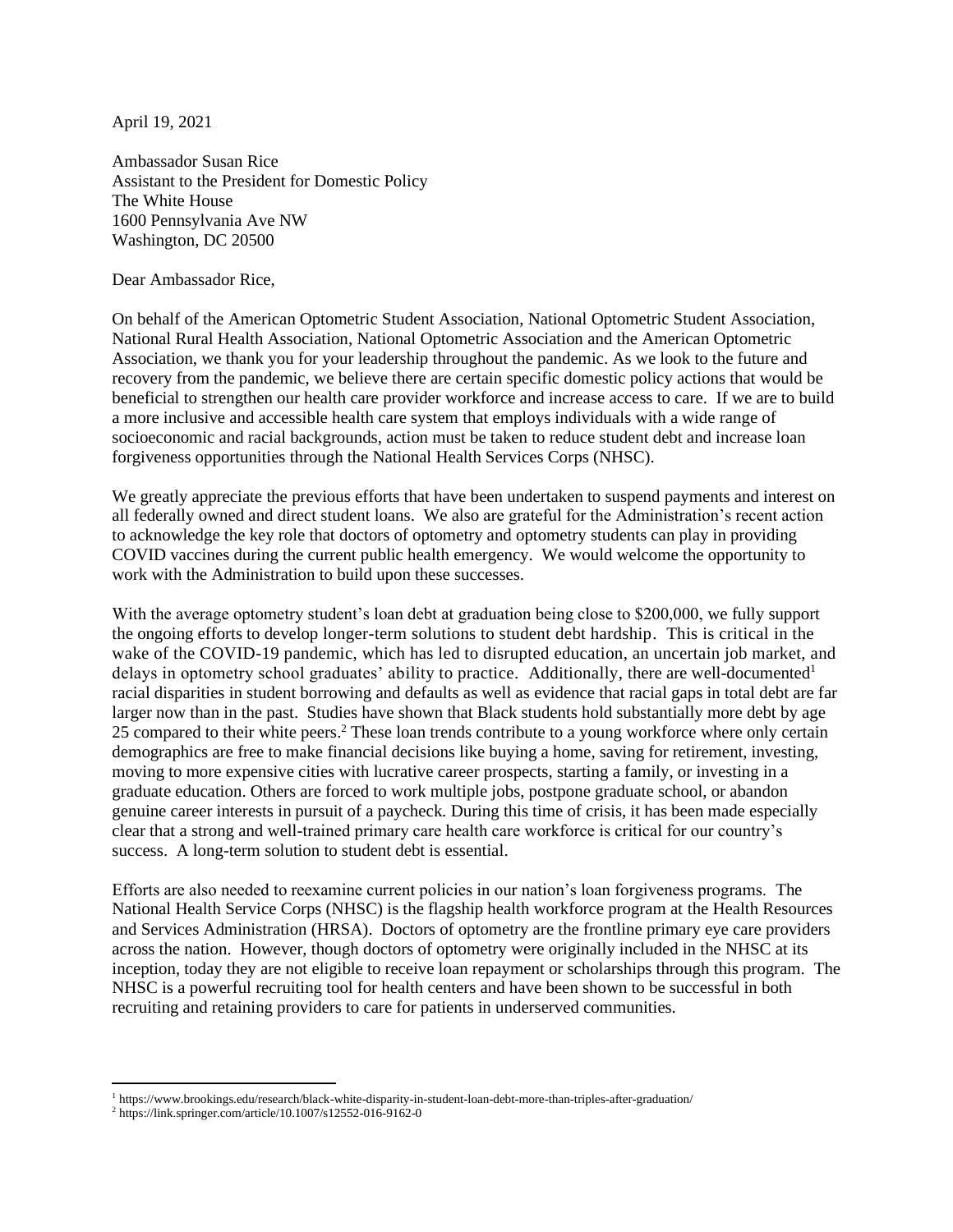April 19, 2021

Ambassador Susan Rice
Assistant to the President for Domestic Policy
The White House
1600 Pennsylvania Ave NW
Washington, DC 20500

Dear Ambassador Rice,

On behalf of the American Optometric Student Association, National Optometric Student Association, National Rural Health Association, National Optometric Association and the American Optometric Association, we thank you for your leadership throughout the pandemic. As we look to the future and recovery from the pandemic, we believe there are certain specific domestic policy actions that would be beneficial to strengthen our health care provider workforce and increase access to care. If we are to build a more inclusive and accessible health care system that employs individuals with a wide range of socioeconomic and racial backgrounds, action must be taken to reduce student debt and increase loan forgiveness opportunities through the National Health Services Corps (NHSC).

We greatly appreciate the previous efforts that have been undertaken to suspend payments and interest on all federally owned and direct student loans. We also are grateful for the Administration's recent action to acknowledge the key role that doctors of optometry and optometry students can play in providing COVID vaccines during the current public health emergency. We would welcome the opportunity to work with the Administration to build upon these successes.

With the average optometry student's loan debt at graduation being close to $200,000, we fully support the ongoing efforts to develop longer-term solutions to student debt hardship. This is critical in the wake of the COVID-19 pandemic, which has led to disrupted education, an uncertain job market, and delays in optometry school graduates' ability to practice. Additionally, there are well-documented[1] racial disparities in student borrowing and defaults as well as evidence that racial gaps in total debt are far larger now than in the past. Studies have shown that Black students hold substantially more debt by age 25 compared to their white peers.[2] These loan trends contribute to a young workforce where only certain demographics are free to make financial decisions like buying a home, saving for retirement, investing, moving to more expensive cities with lucrative career prospects, starting a family, or investing in a graduate education. Others are forced to work multiple jobs, postpone graduate school, or abandon genuine career interests in pursuit of a paycheck. During this time of crisis, it has been made especially clear that a strong and well-trained primary care health care workforce is critical for our country's success. A long-term solution to student debt is essential.

Efforts are also needed to reexamine current policies in our nation's loan forgiveness programs. The National Health Service Corps (NHSC) is the flagship health workforce program at the Health Resources and Services Administration (HRSA). Doctors of optometry are the frontline primary eye care providers across the nation. However, though doctors of optometry were originally included in the NHSC at its inception, today they are not eligible to receive loan repayment or scholarships through this program. The NHSC is a powerful recruiting tool for health centers and have been shown to be successful in both recruiting and retaining providers to care for patients in underserved communities.

---

[1] https://www.brookings.edu/research/black-white-disparity-in-student-loan-debt-more-than-triples-after-graduation/

[2] https://link.springer.com/article/10.1007/s12552-016-9162-0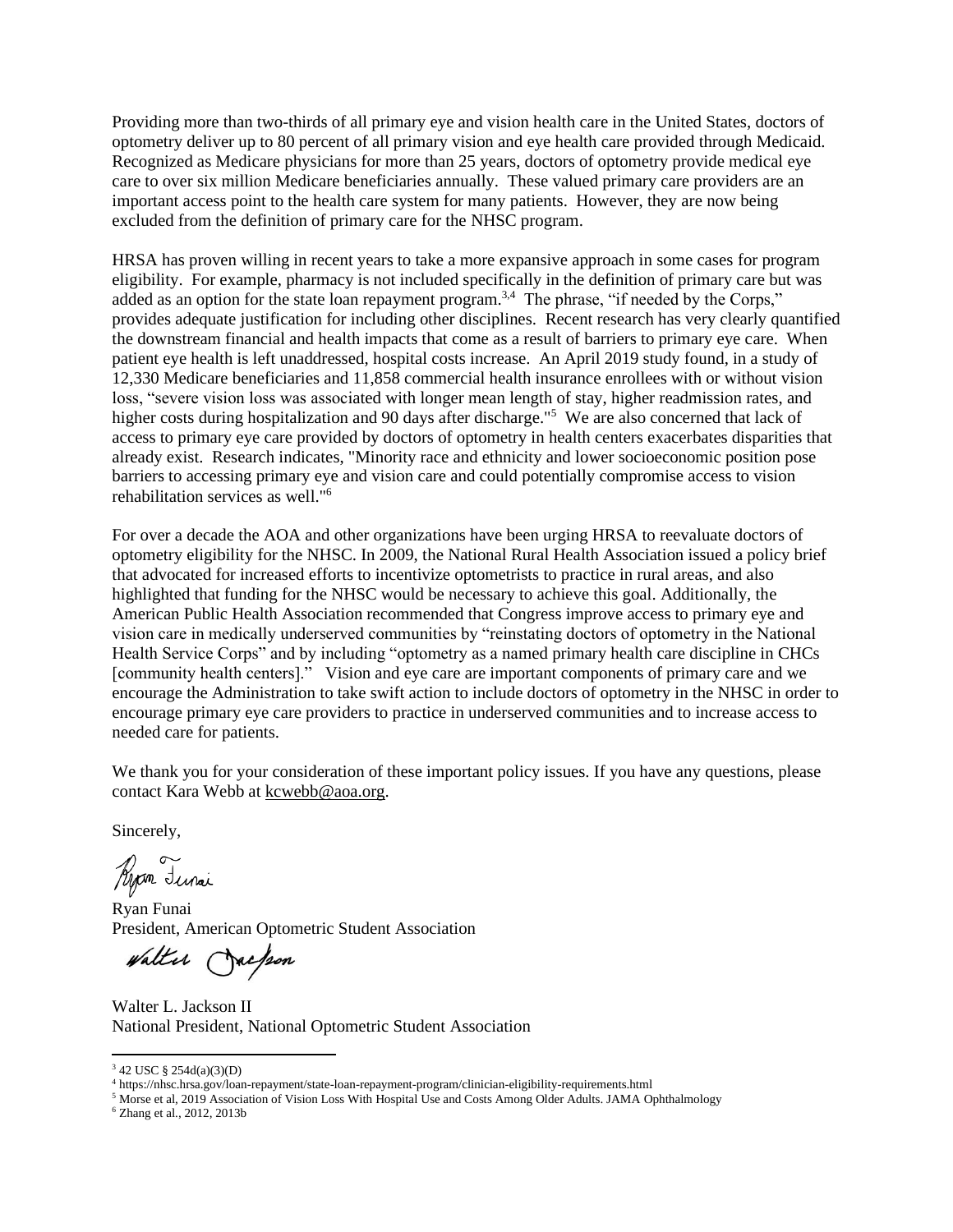Providing more than two-thirds of all primary eye and vision health care in the United States, doctors of optometry deliver up to 80 percent of all primary vision and eye health care provided through Medicaid. Recognized as Medicare physicians for more than 25 years, doctors of optometry provide medical eye care to over six million Medicare beneficiaries annually. These valued primary care providers are an important access point to the health care system for many patients. However, they are now being excluded from the definition of primary care for the NHSC program.

HRSA has proven willing in recent years to take a more expansive approach in some cases for program eligibility. For example, pharmacy is not included specifically in the definition of primary care but was added as an option for the state loan repayment program.[3,4] The phrase, "if needed by the Corps," provides adequate justification for including other disciplines. Recent research has very clearly quantified the downstream financial and health impacts that come as a result of barriers to primary eye care. When patient eye health is left unaddressed, hospital costs increase. An April 2019 study found, in a study of 12,330 Medicare beneficiaries and 11,858 commercial health insurance enrollees with or without vision loss, "severe vision loss was associated with longer mean length of stay, higher readmission rates, and higher costs during hospitalization and 90 days after discharge."[5] We are also concerned that lack of access to primary eye care provided by doctors of optometry in health centers exacerbates disparities that already exist. Research indicates, "Minority race and ethnicity and lower socioeconomic position pose barriers to accessing primary eye and vision care and could potentially compromise access to vision rehabilitation services as well."[6]

For over a decade the AOA and other organizations have been urging HRSA to reevaluate doctors of optometry eligibility for the NHSC. In 2009, the National Rural Health Association issued a policy brief that advocated for increased efforts to incentivize optometrists to practice in rural areas, and also highlighted that funding for the NHSC would be necessary to achieve this goal. Additionally, the American Public Health Association recommended that Congress improve access to primary eye and vision care in medically underserved communities by "reinstating doctors of optometry in the National Health Service Corps" and by including "optometry as a named primary health care discipline in CHCs [community health centers]." Vision and eye care are important components of primary care and we encourage the Administration to take swift action to include doctors of optometry in the NHSC in order to encourage primary eye care providers to practice in underserved communities and to increase access to needed care for patients.

We thank you for your consideration of these important policy issues. If you have any questions, please contact Kara Webb at kcwebb@aoa.org.

Sincerely,

Ryan Funai
President, American Optometric Student Association

Walter L. Jackson II
National President, National Optometric Student Association

---

[3] 42 USC § 254d(a)(3)(D)

[4] https://nhsc.hrsa.gov/loan-repayment/state-loan-repayment-program/clinician-eligibility-requirements.html

[5] Morse et al, 2019 Association of Vision Loss With Hospital Use and Costs Among Older Adults. JAMA Ophthalmology

[6] Zhang et al., 2012, 2013b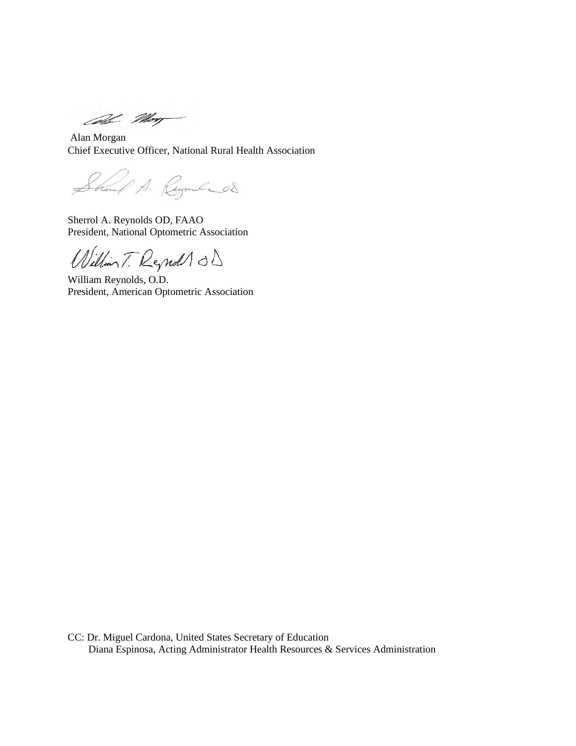Alan Morgan
Chief Executive Officer, National Rural Health Association

Sherrol A. Reynolds OD, FAAO
President, National Optometric Association

William Reynolds, O.D.
President, American Optometric Association

CC: Dr. Miguel Cardona, United States Secretary of Education
Diana Espinosa, Acting Administrator Health Resources & Services Administration